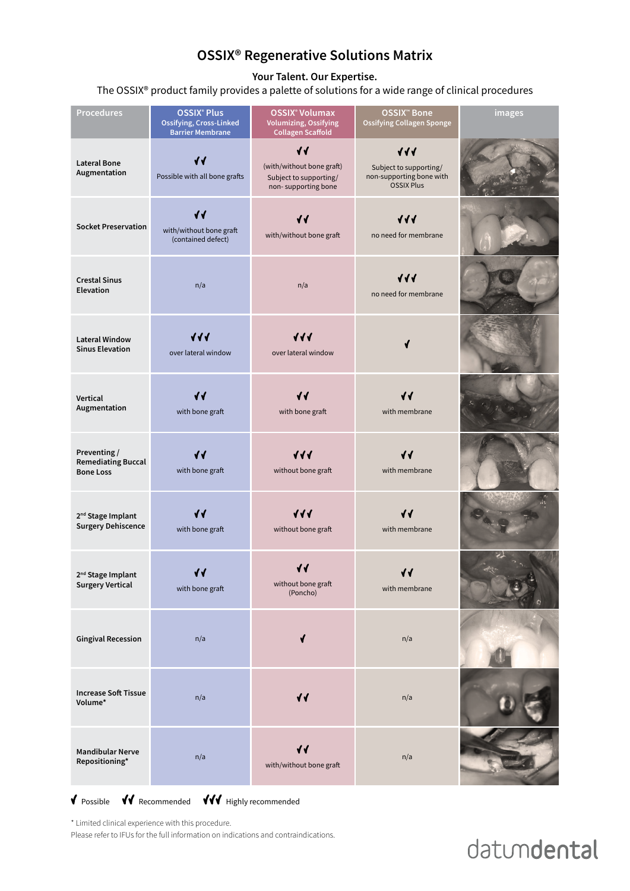# OSSIX® Regenerative Solutions Matrix

**Your Talent. Our Expertise.**

The OSSIX® product family provides a palette of solutions for a wide range of clinical procedures

| Procedures | OSSIX® Plus Ossifying, Cross-Linked Barrier Membrane | OSSIX® Volumax Volumizing, Ossifying Collagen Scaffold | OSSIX™ Bone Ossifying Collagen Sponge | images |
|---|---|---|---|---|
| **Lateral Bone Augmentation** | ✔✔ Possible with all bone grafts | ✔✔ (with/without bone graft) Subject to supporting/ non- supporting bone | ✔✔✔ Subject to supporting/ non-supporting bone with OSSIX Plus | |
| **Socket Preservation** | ✔✔ with/without bone graft (contained defect) | ✔✔ with/without bone graft | ✔✔✔ no need for membrane | |
| **Crestal Sinus Elevation** | n/a | n/a | ✔✔✔ no need for membrane | |
| **Lateral Window Sinus Elevation** | ✔✔✔ over lateral window | ✔✔✔ over lateral window | ✔ | |
| **Vertical Augmentation** | ✔✔ with bone graft | ✔✔ with bone graft | ✔✔ with membrane | |
| **Preventing / Remediating Buccal Bone Loss** | ✔✔ with bone graft | ✔✔✔ without bone graft | ✔✔ with membrane | |
| **2nd Stage Implant Surgery Dehiscence** | ✔✔ with bone graft | ✔✔✔ without bone graft | ✔✔ with membrane | |
| **2nd Stage Implant Surgery Vertical** | ✔✔ with bone graft | ✔✔ without bone graft (Poncho) | ✔✔ with membrane | |
| **Gingival Recession** | n/a | ✔ | n/a | |
| **Increase Soft Tissue Volume*** | n/a | ✔✔ | n/a | |
| **Mandibular Nerve Repositioning*** | n/a | ✔✔ with/without bone graft | n/a | |

✔ Possible ✔✔ Recommended ✔✔✔ Highly recommended

* Limited clinical experience with this procedure.
Please refer to IFUs for the full information on indications and contraindications.

datumdental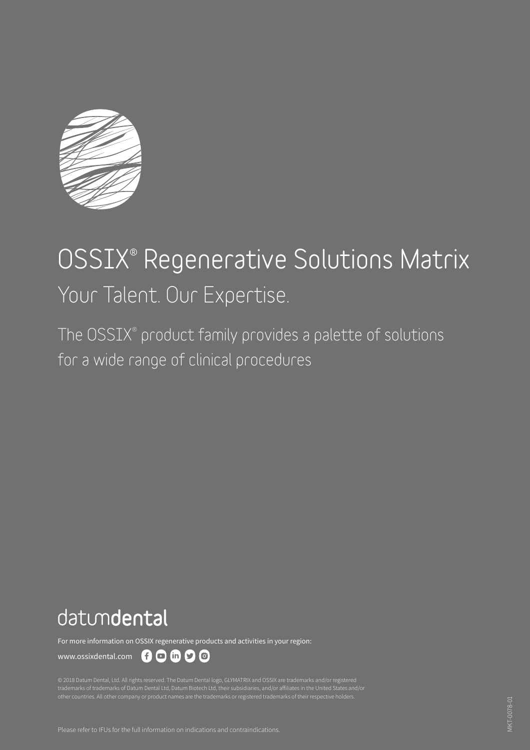# OSSIX® Regenerative Solutions Matrix

## Your Talent. Our Expertise.

The OSSIX® product family provides a palette of solutions for a wide range of clinical procedures

datumdental

For more information on OSSIX regenerative products and activities in your region:

www.ossixdental.com

© 2018 Datum Dental, Ltd. All rights reserved. The Datum Dental logo, GLYMATRIX and OSSIX are trademarks and/or registered trademarks of trademarks of Datum Dental Ltd, Datum Biotech Ltd, their subsidiaries, and/or affiliates in the United States and/or other countries. All other company or product names are the trademarks or registered trademarks of their respective holders.

Please refer to IFUs for the full information on indications and contraindications.

MKT-0078-01